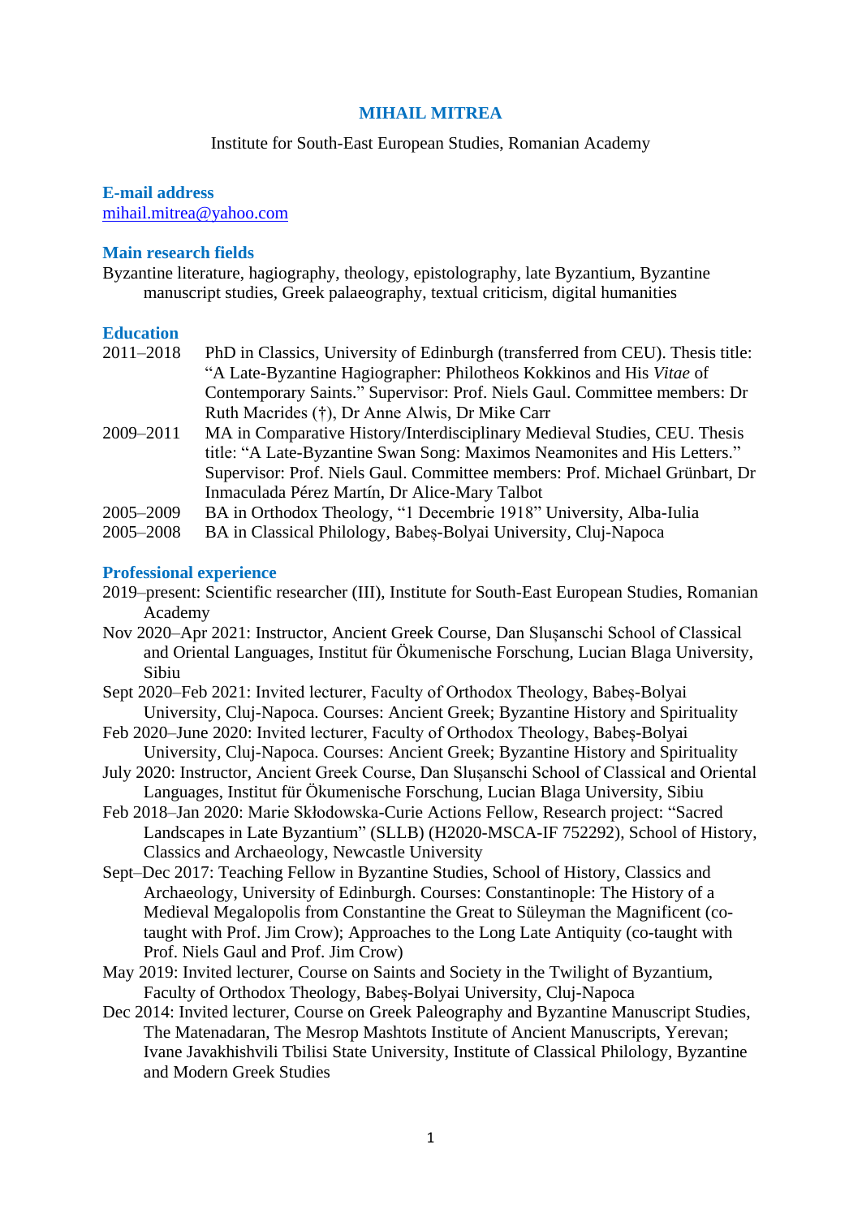# MIHAIL MITREA

Institute for South-East European Studies, Romanian Academy

## E-mail address

mihail.mitrea@yahoo.com

## Main research fields

Byzantine literature, hagiography, theology, epistolography, late Byzantium, Byzantine manuscript studies, Greek palaeography, textual criticism, digital humanities

## Education

2011–2018 PhD in Classics, University of Edinburgh (transferred from CEU). Thesis title: "A Late-Byzantine Hagiographer: Philotheos Kokkinos and His *Vitae* of Contemporary Saints." Supervisor: Prof. Niels Gaul. Committee members: Dr Ruth Macrides (†), Dr Anne Alwis, Dr Mike Carr

2009–2011 MA in Comparative History/Interdisciplinary Medieval Studies, CEU. Thesis title: "A Late-Byzantine Swan Song: Maximos Neamonites and His Letters." Supervisor: Prof. Niels Gaul. Committee members: Prof. Michael Grünbart, Dr Inmaculada Pérez Martín, Dr Alice-Mary Talbot

2005–2009 BA in Orthodox Theology, "1 Decembrie 1918" University, Alba-Iulia

2005–2008 BA in Classical Philology, Babeș-Bolyai University, Cluj-Napoca

## Professional experience

2019–present: Scientific researcher (III), Institute for South-East European Studies, Romanian Academy

Nov 2020–Apr 2021: Instructor, Ancient Greek Course, Dan Slușanschi School of Classical and Oriental Languages, Institut für Ökumenische Forschung, Lucian Blaga University, Sibiu

Sept 2020–Feb 2021: Invited lecturer, Faculty of Orthodox Theology, Babeș-Bolyai University, Cluj-Napoca. Courses: Ancient Greek; Byzantine History and Spirituality

Feb 2020–June 2020: Invited lecturer, Faculty of Orthodox Theology, Babeș-Bolyai University, Cluj-Napoca. Courses: Ancient Greek; Byzantine History and Spirituality

July 2020: Instructor, Ancient Greek Course, Dan Slușanschi School of Classical and Oriental Languages, Institut für Ökumenische Forschung, Lucian Blaga University, Sibiu

Feb 2018–Jan 2020: Marie Skłodowska-Curie Actions Fellow, Research project: "Sacred Landscapes in Late Byzantium" (SLLB) (H2020-MSCA-IF 752292), School of History, Classics and Archaeology, Newcastle University

Sept–Dec 2017: Teaching Fellow in Byzantine Studies, School of History, Classics and Archaeology, University of Edinburgh. Courses: Constantinople: The History of a Medieval Megalopolis from Constantine the Great to Süleyman the Magnificent (co-taught with Prof. Jim Crow); Approaches to the Long Late Antiquity (co-taught with Prof. Niels Gaul and Prof. Jim Crow)

May 2019: Invited lecturer, Course on Saints and Society in the Twilight of Byzantium, Faculty of Orthodox Theology, Babeș-Bolyai University, Cluj-Napoca

Dec 2014: Invited lecturer, Course on Greek Paleography and Byzantine Manuscript Studies, The Matenadaran, The Mesrop Mashtots Institute of Ancient Manuscripts, Yerevan; Ivane Javakhishvili Tbilisi State University, Institute of Classical Philology, Byzantine and Modern Greek Studies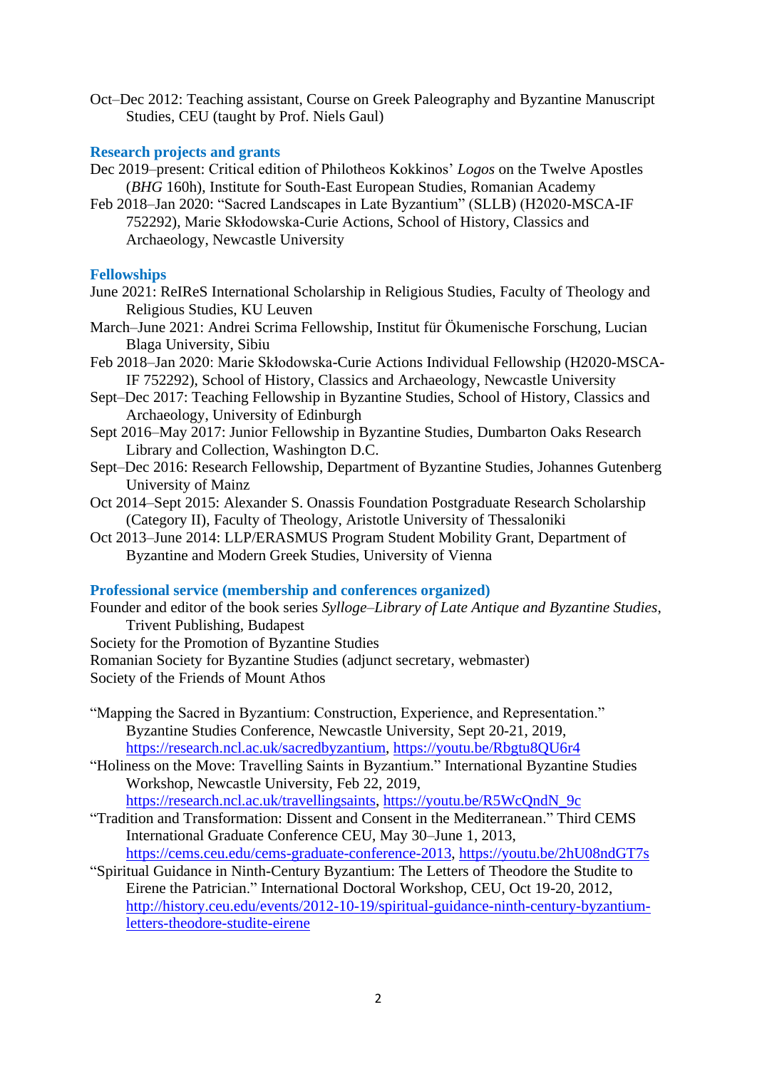Oct–Dec 2012: Teaching assistant, Course on Greek Paleography and Byzantine Manuscript Studies, CEU (taught by Prof. Niels Gaul)

## Research projects and grants

Dec 2019–present: Critical edition of Philotheos Kokkinos' *Logos* on the Twelve Apostles (*BHG* 160h), Institute for South-East European Studies, Romanian Academy

Feb 2018–Jan 2020: "Sacred Landscapes in Late Byzantium" (SLLB) (H2020-MSCA-IF 752292), Marie Skłodowska-Curie Actions, School of History, Classics and Archaeology, Newcastle University

## Fellowships

June 2021: ReIReS International Scholarship in Religious Studies, Faculty of Theology and Religious Studies, KU Leuven

March–June 2021: Andrei Scrima Fellowship, Institut für Ökumenische Forschung, Lucian Blaga University, Sibiu

Feb 2018–Jan 2020: Marie Skłodowska-Curie Actions Individual Fellowship (H2020-MSCA-IF 752292), School of History, Classics and Archaeology, Newcastle University

Sept–Dec 2017: Teaching Fellowship in Byzantine Studies, School of History, Classics and Archaeology, University of Edinburgh

Sept 2016–May 2017: Junior Fellowship in Byzantine Studies, Dumbarton Oaks Research Library and Collection, Washington D.C.

Sept–Dec 2016: Research Fellowship, Department of Byzantine Studies, Johannes Gutenberg University of Mainz

Oct 2014–Sept 2015: Alexander S. Onassis Foundation Postgraduate Research Scholarship (Category II), Faculty of Theology, Aristotle University of Thessaloniki

Oct 2013–June 2014: LLP/ERASMUS Program Student Mobility Grant, Department of Byzantine and Modern Greek Studies, University of Vienna

## Professional service (membership and conferences organized)

Founder and editor of the book series *Sylloge–Library of Late Antique and Byzantine Studies*, Trivent Publishing, Budapest

Society for the Promotion of Byzantine Studies

Romanian Society for Byzantine Studies (adjunct secretary, webmaster)

Society of the Friends of Mount Athos

"Mapping the Sacred in Byzantium: Construction, Experience, and Representation." Byzantine Studies Conference, Newcastle University, Sept 20-21, 2019, https://research.ncl.ac.uk/sacredbyzantium, https://youtu.be/Rbgtu8QU6r4

"Holiness on the Move: Travelling Saints in Byzantium." International Byzantine Studies Workshop, Newcastle University, Feb 22, 2019, https://research.ncl.ac.uk/travellingsaints, https://youtu.be/R5WcQndN_9c

"Tradition and Transformation: Dissent and Consent in the Mediterranean." Third CEMS International Graduate Conference CEU, May 30–June 1, 2013, https://cems.ceu.edu/cems-graduate-conference-2013, https://youtu.be/2hU08ndGT7s

"Spiritual Guidance in Ninth-Century Byzantium: The Letters of Theodore the Studite to Eirene the Patrician." International Doctoral Workshop, CEU, Oct 19-20, 2012, http://history.ceu.edu/events/2012-10-19/spiritual-guidance-ninth-century-byzantium-letters-theodore-studite-eirene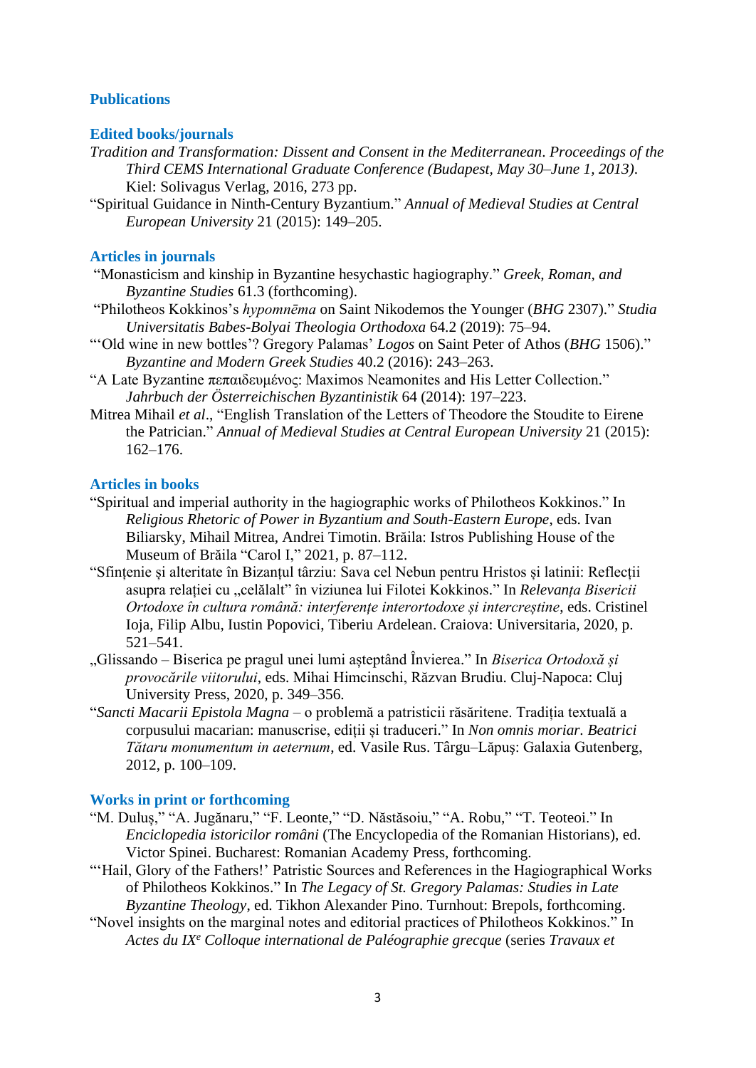## Publications

### Edited books/journals

*Tradition and Transformation: Dissent and Consent in the Mediterranean*. *Proceedings of the Third CEMS International Graduate Conference (Budapest, May 30–June 1, 2013)*. Kiel: Solivagus Verlag, 2016, 273 pp.

"Spiritual Guidance in Ninth-Century Byzantium." *Annual of Medieval Studies at Central European University* 21 (2015): 149–205.

### Articles in journals

"Monasticism and kinship in Byzantine hesychastic hagiography." *Greek, Roman, and Byzantine Studies* 61.3 (forthcoming).

"Philotheos Kokkinos's *hypomnēma* on Saint Nikodemos the Younger (*BHG* 2307)." *Studia Universitatis Babes-Bolyai Theologia Orthodoxa* 64.2 (2019): 75–94.

"'Old wine in new bottles'? Gregory Palamas' *Logos* on Saint Peter of Athos (*BHG* 1506)." *Byzantine and Modern Greek Studies* 40.2 (2016): 243–263.

"A Late Byzantine πεπαιδευμένος: Maximos Neamonites and His Letter Collection." *Jahrbuch der Österreichischen Byzantinistik* 64 (2014): 197–223.

Mitrea Mihail *et al*., "English Translation of the Letters of Theodore the Stoudite to Eirene the Patrician." *Annual of Medieval Studies at Central European University* 21 (2015): 162–176.

### Articles in books

"Spiritual and imperial authority in the hagiographic works of Philotheos Kokkinos." In *Religious Rhetoric of Power in Byzantium and South-Eastern Europe*, eds. Ivan Biliarsky, Mihail Mitrea, Andrei Timotin. Brăila: Istros Publishing House of the Museum of Brăila "Carol I," 2021, p. 87–112.

"Sfințenie și alteritate în Bizanțul târziu: Sava cel Nebun pentru Hristos și latinii: Reflecții asupra relației cu „celălalt" în viziunea lui Filotei Kokkinos." In *Relevanța Bisericii Ortodoxe în cultura română: interferențe interortodoxe și intercreștine*, eds. Cristinel Ioja, Filip Albu, Iustin Popovici, Tiberiu Ardelean. Craiova: Universitaria, 2020, p. 521–541.

„Glissando – Biserica pe pragul unei lumi așteptând Învierea." In *Biserica Ortodoxă și provocările viitorului*, eds. Mihai Himcinschi, Răzvan Brudiu. Cluj-Napoca: Cluj University Press, 2020, p. 349–356.

"*Sancti Macarii Epistola Magna* – o problemă a patristicii răsăritene. Tradiția textuală a corpusului macarian: manuscrise, ediții și traduceri." In *Non omnis moriar. Beatrici Tătaru monumentum in aeternum*, ed. Vasile Rus. Târgu–Lăpuș: Galaxia Gutenberg, 2012, p. 100–109.

### Works in print or forthcoming

"M. Duluș," "A. Jugănaru," "F. Leonte," "D. Năstăsoiu," "A. Robu," "T. Teoteoi." In *Enciclopedia istoricilor români* (The Encyclopedia of the Romanian Historians), ed. Victor Spinei. Bucharest: Romanian Academy Press, forthcoming.

"'Hail, Glory of the Fathers!' Patristic Sources and References in the Hagiographical Works of Philotheos Kokkinos." In *The Legacy of St. Gregory Palamas: Studies in Late Byzantine Theology*, ed. Tikhon Alexander Pino. Turnhout: Brepols, forthcoming.

"Novel insights on the marginal notes and editorial practices of Philotheos Kokkinos." In *Actes du IX^e Colloque international de Paléographie grecque* (series *Travaux et*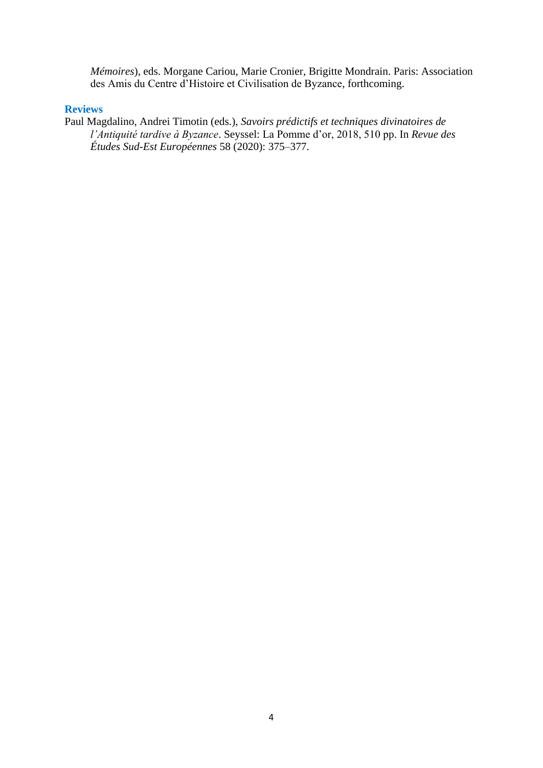*Mémoires*), eds. Morgane Cariou, Marie Cronier, Brigitte Mondrain. Paris: Association des Amis du Centre d'Histoire et Civilisation de Byzance, forthcoming.

### Reviews

Paul Magdalino, Andrei Timotin (eds.), *Savoirs prédictifs et techniques divinatoires de l'Antiquité tardive à Byzance*. Seyssel: La Pomme d'or, 2018, 510 pp. In *Revue des Études Sud-Est Européennes* 58 (2020): 375–377.